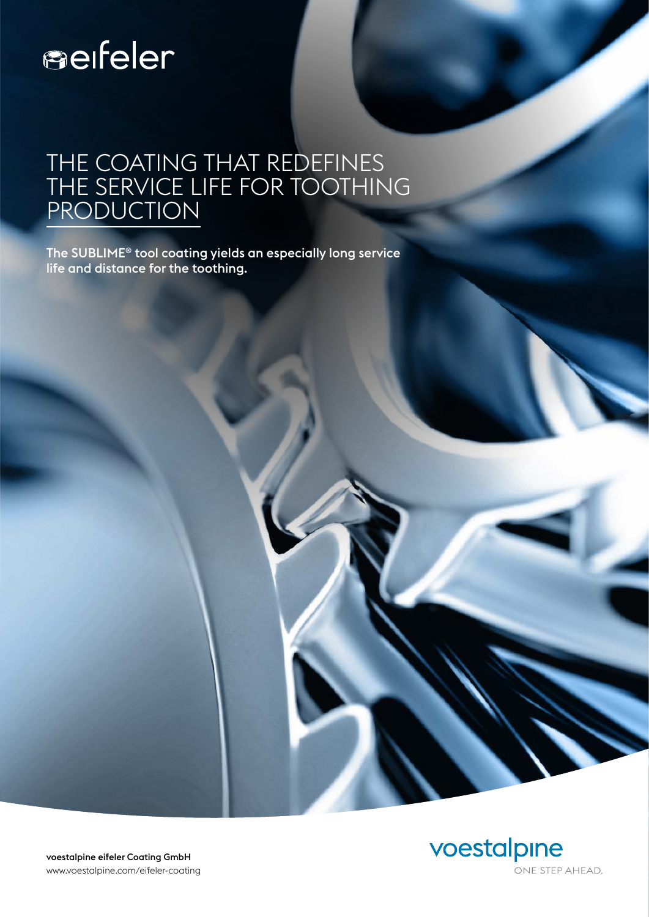eifeler

# THE COATING THAT REDEFINES THE SERVICE LIFE FOR TOOTHING PRODUCTION

**The SUBLIME® tool coating yields an especially long service life and distance for the toothing.**

**voestalpine eifeler Coating GmbH**
www.voestalpine.com/eifeler-coating

voestalpine
ONE STEP AHEAD.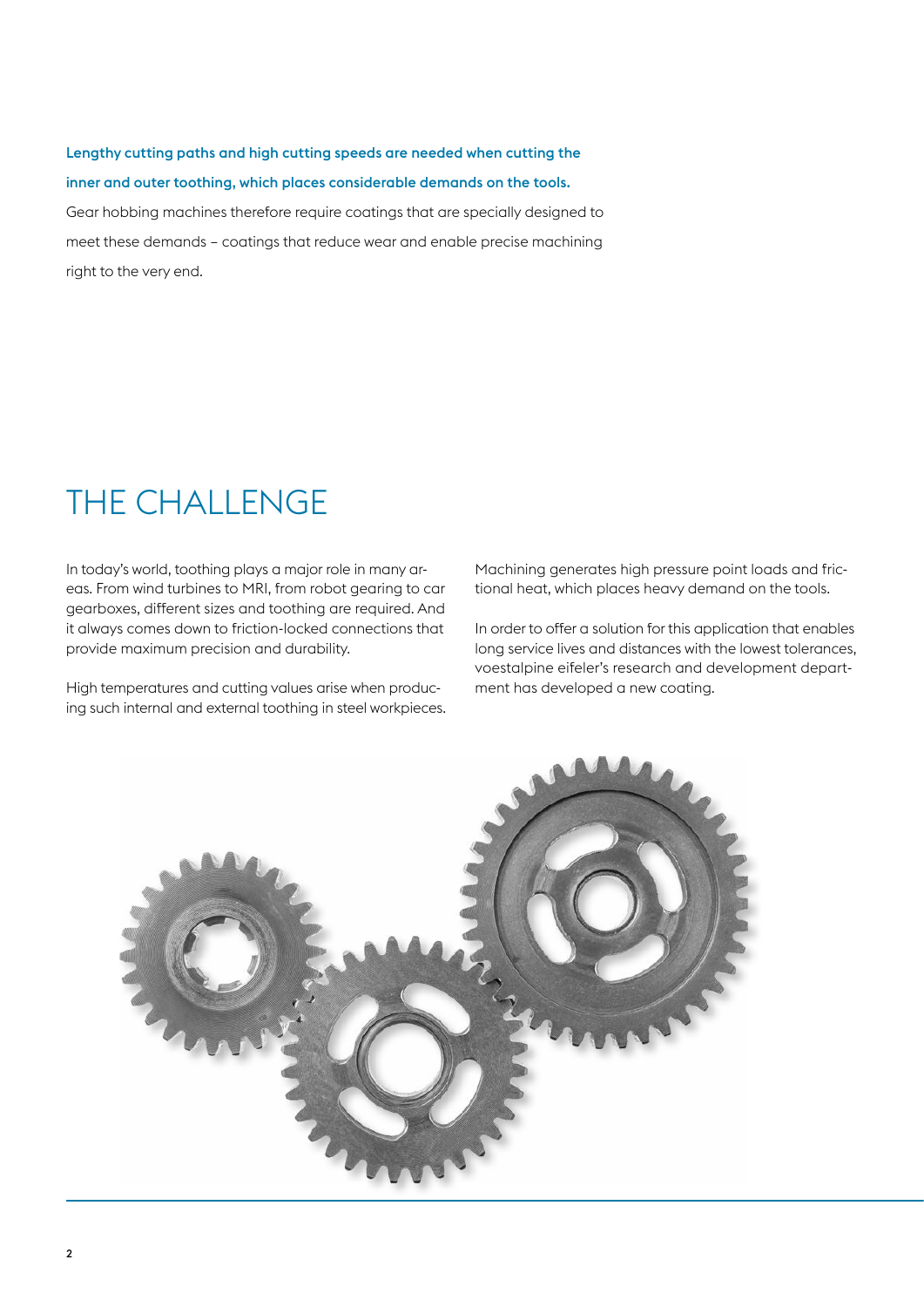**Lengthy cutting paths and high cutting speeds are needed when cutting the inner and outer toothing, which places considerable demands on the tools.** Gear hobbing machines therefore require coatings that are specially designed to meet these demands – coatings that reduce wear and enable precise machining right to the very end.

# THE CHALLENGE

In today's world, toothing plays a major role in many areas. From wind turbines to MRI, from robot gearing to car gearboxes, different sizes and toothing are required. And it always comes down to friction-locked connections that provide maximum precision and durability.

High temperatures and cutting values arise when producing such internal and external toothing in steel workpieces. Machining generates high pressure point loads and frictional heat, which places heavy demand on the tools.

In order to offer a solution for this application that enables long service lives and distances with the lowest tolerances, voestalpine eifeler's research and development department has developed a new coating.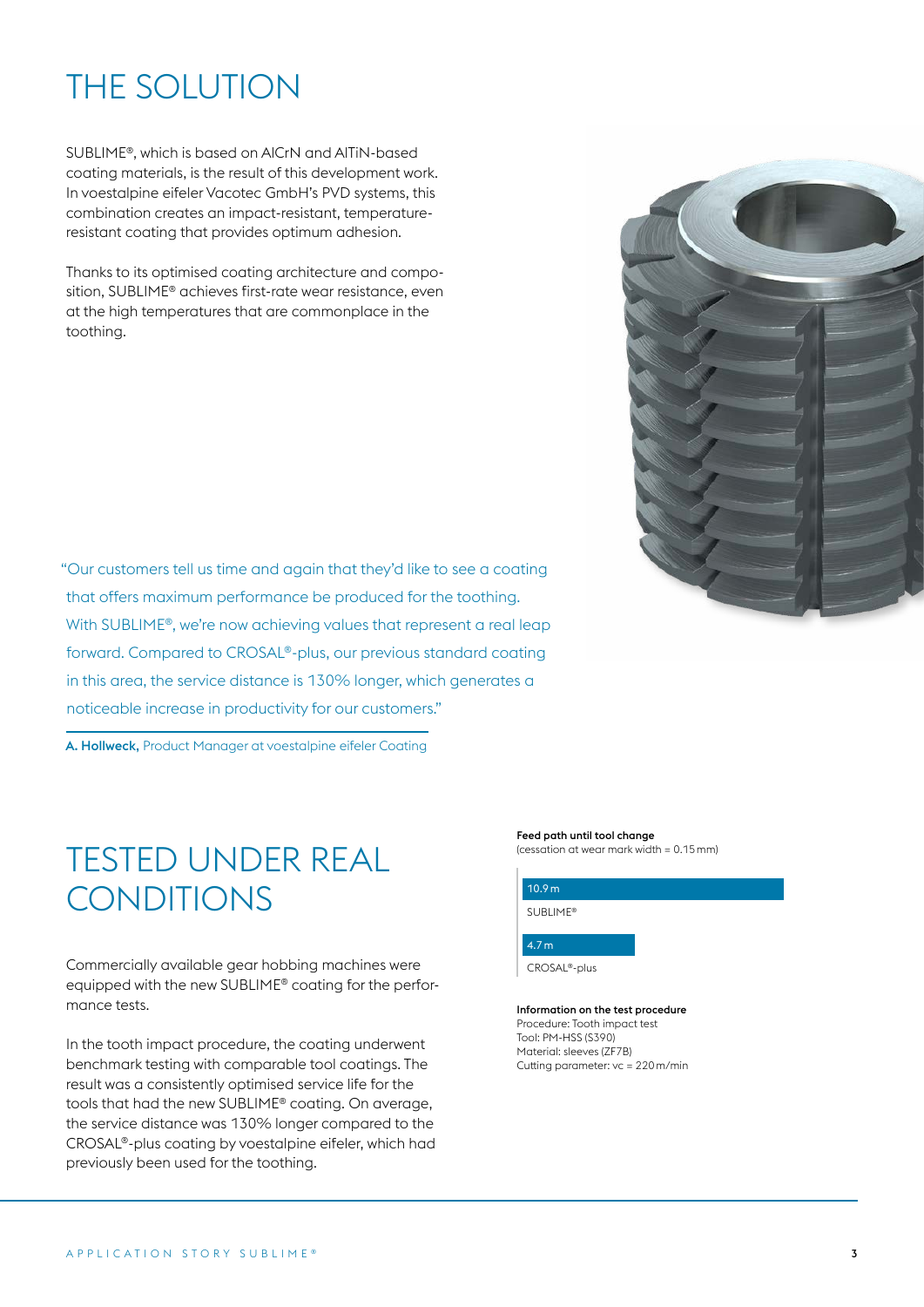# THE SOLUTION

SUBLIME®, which is based on AlCrN and AlTiN-based coating materials, is the result of this development work. In voestalpine eifeler Vacotec GmbH's PVD systems, this combination creates an impact-resistant, temperature-resistant coating that provides optimum adhesion.

Thanks to its optimised coating architecture and composition, SUBLIME® achieves first-rate wear resistance, even at the high temperatures that are commonplace in the toothing.

"Our customers tell us time and again that they'd like to see a coating that offers maximum performance be produced for the toothing. With SUBLIME®, we're now achieving values that represent a real leap forward. Compared to CROSAL®-plus, our previous standard coating in this area, the service distance is 130% longer, which generates a noticeable increase in productivity for our customers."

**A. Hollweck,** Product Manager at voestalpine eifeler Coating

# TESTED UNDER REAL CONDITIONS

Commercially available gear hobbing machines were equipped with the new SUBLIME® coating for the performance tests.

In the tooth impact procedure, the coating underwent benchmark testing with comparable tool coatings. The result was a consistently optimised service life for the tools that had the new SUBLIME® coating. On average, the service distance was 130% longer compared to the CROSAL®-plus coating by voestalpine eifeler, which had previously been used for the toothing.

**Feed path until tool change**
(cessation at wear mark width = 0.15 mm)

| Coating | Feed path |
|---|---|
| SUBLIME® | 10.9 m |
| CROSAL®-plus | 4.7 m |

**Information on the test procedure**
Procedure: Tooth impact test
Tool: PM-HSS (S390)
Material: sleeves (ZF7B)
Cutting parameter: vc = 220 m/min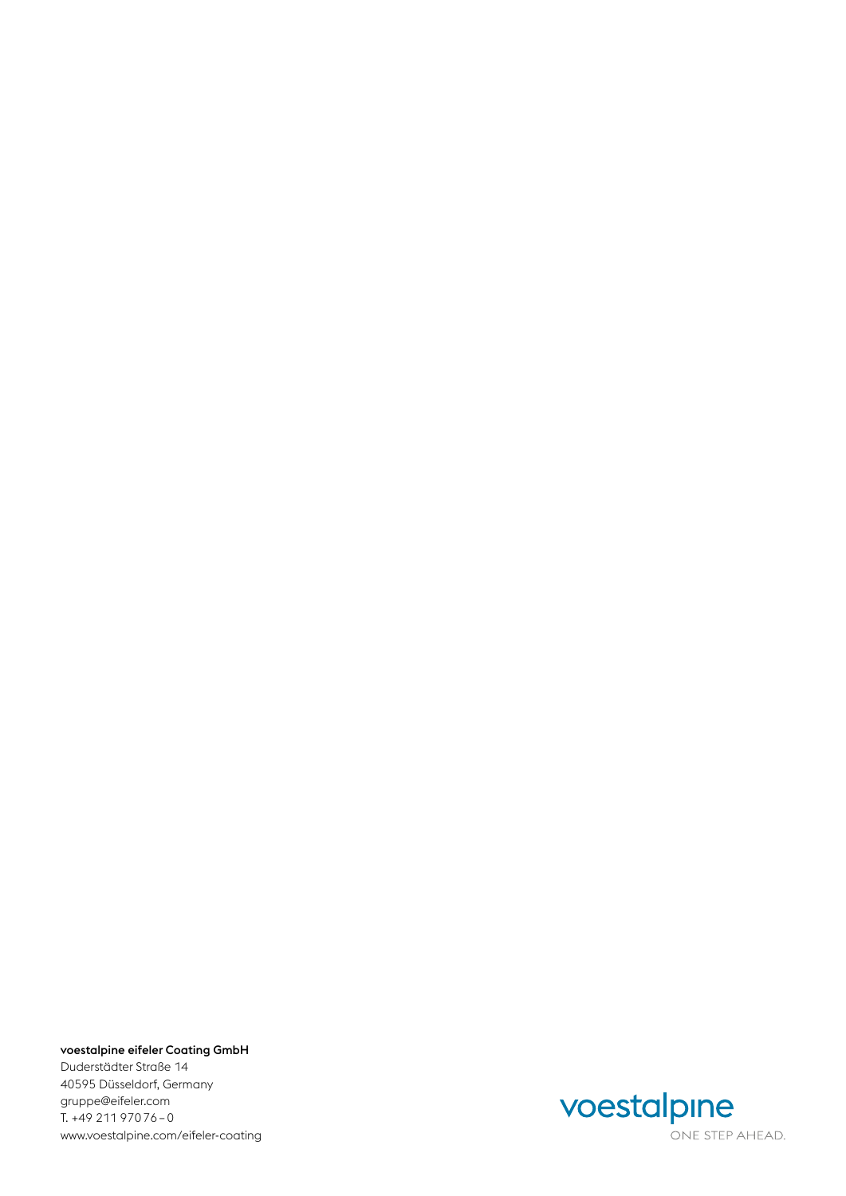**voestalpine eifeler Coating GmbH**
Duderstädter Straße 14
40595 Düsseldorf, Germany
gruppe@eifeler.com
T. +49 211 970 76 – 0
www.voestalpine.com/eifeler-coating

voestalpine
ONE STEP AHEAD.